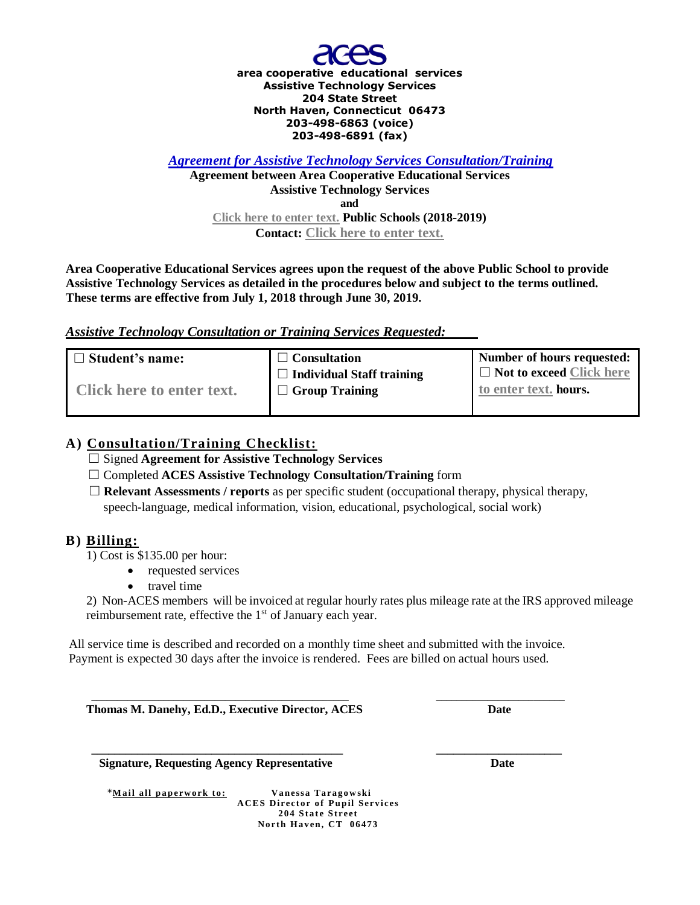**aces**

**area cooperative educational services**
**Assistive Technology Services**
**204 State Street**
**North Haven, Connecticut 06473**
**203-498-6863 (voice)**
**203-498-6891 (fax)**

***Agreement for Assistive Technology Services Consultation/Training***

**Agreement between Area Cooperative Educational Services**
**Assistive Technology Services**
**and**
Click here to enter text. **Public Schools (2018-2019)**
**Contact:** Click here to enter text.

**Area Cooperative Educational Services agrees upon the request of the above Public School to provide Assistive Technology Services as detailed in the procedures below and subject to the terms outlined. These terms are effective from July 1, 2018 through June 30, 2019.**

***Assistive Technology Consultation or Training Services Requested:***

| | | |
|---|---|---|
| ☐ **Student's name:**<br><br>Click here to enter text. | ☐ **Consultation**<br>☐ **Individual Staff training**<br>☐ **Group Training** | **Number of hours requested:**<br>☐ **Not to exceed** Click here to enter text. **hours.** |

## A) Consultation/Training Checklist:

☐ Signed **Agreement for Assistive Technology Services**
☐ Completed **ACES Assistive Technology Consultation/Training** form
☐ **Relevant Assessments / reports** as per specific student (occupational therapy, physical therapy, speech-language, medical information, vision, educational, psychological, social work)

## B) Billing:

1) Cost is $135.00 per hour:
- requested services
- travel time

2) Non-ACES members will be invoiced at regular hourly rates plus mileage rate at the IRS approved mileage reimbursement rate, effective the 1st of January each year.

All service time is described and recorded on a monthly time sheet and submitted with the invoice. Payment is expected 30 days after the invoice is rendered. Fees are billed on actual hours used.

\_\_\_\_\_\_\_\_\_\_\_\_\_\_\_\_\_\_\_\_\_\_\_\_\_\_\_\_\_\_\_\_\_\_\_\_\_\_\_\_ \_\_\_\_\_\_\_\_\_\_\_\_\_\_\_\_\_\_\_\_
**Thomas M. Danehy, Ed.D., Executive Director, ACES** **Date**

\_\_\_\_\_\_\_\_\_\_\_\_\_\_\_\_\_\_\_\_\_\_\_\_\_\_\_\_\_\_\_\_\_\_\_\_\_\_\_\_ \_\_\_\_\_\_\_\_\_\_\_\_\_\_\_\_\_\_\_\_
**Signature, Requesting Agency Representative** **Date**

*__Mail all paperwork to:__ **Vanessa Taragowski**
**ACES Director of Pupil Services**
**204 State Street**
**North Haven, CT 06473**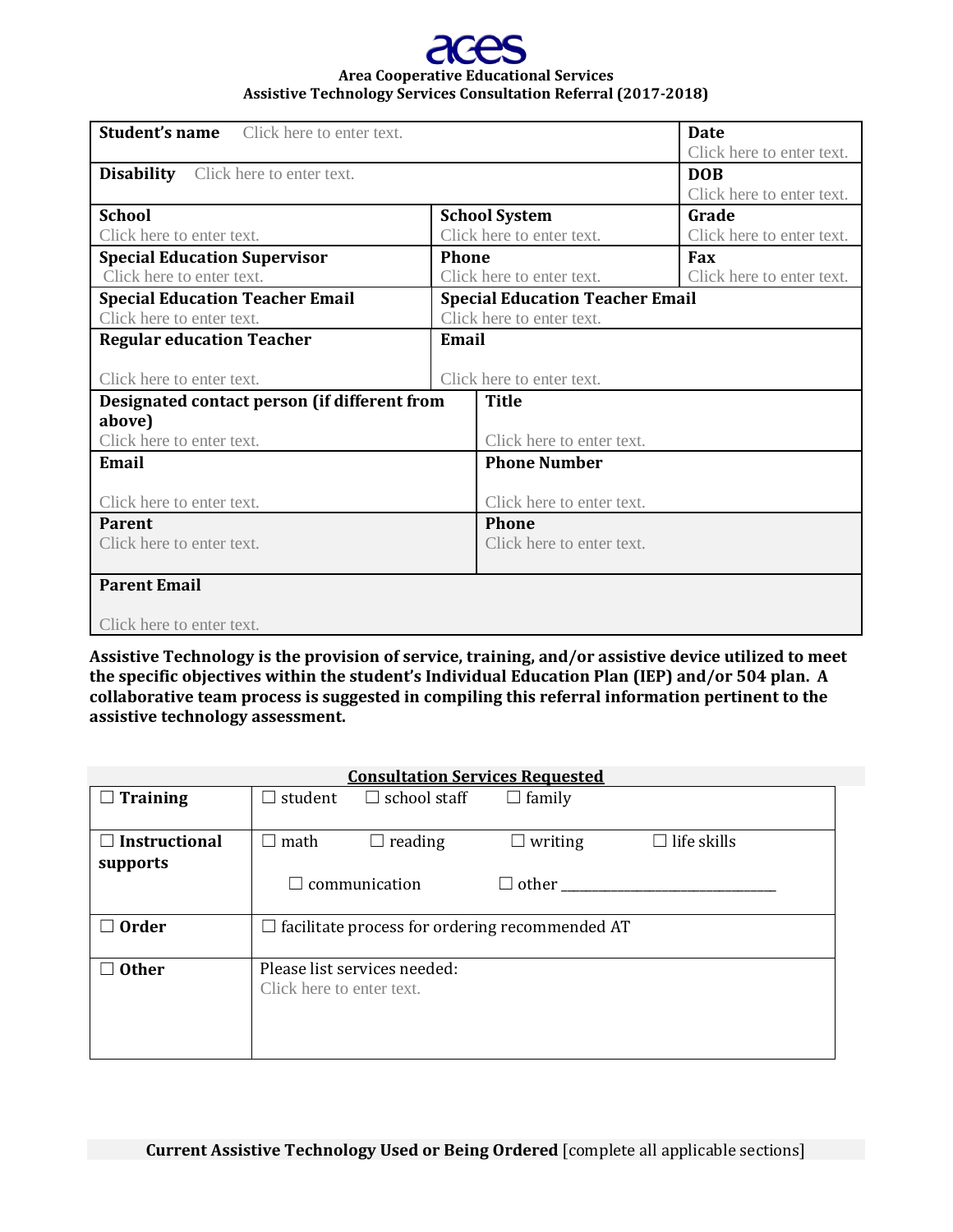aces

**Area Cooperative Educational Services**
**Assistive Technology Services Consultation Referral (2017-2018)**

| | | |
|---|---|---|
| **Student's name** Click here to enter text. | | **Date** Click here to enter text. |
| **Disability** Click here to enter text. | | **DOB** Click here to enter text. |
| **School** Click here to enter text. | **School System** Click here to enter text. | **Grade** Click here to enter text. |
| **Special Education Supervisor** Click here to enter text. | **Phone** Click here to enter text. | **Fax** Click here to enter text. |
| **Special Education Teacher Email** Click here to enter text. | **Special Education Teacher Email** Click here to enter text. | |
| **Regular education Teacher** Click here to enter text. | **Email** Click here to enter text. | |

| | |
|---|---|
| **Designated contact person (if different from above)** Click here to enter text. | **Title** Click here to enter text. |
| **Email** Click here to enter text. | **Phone Number** Click here to enter text. |
| **Parent** Click here to enter text. | **Phone** Click here to enter text. |
| **Parent Email** Click here to enter text. | |

**Assistive Technology is the provision of service, training, and/or assistive device utilized to meet the specific objectives within the student's Individual Education Plan (IEP) and/or 504 plan. A collaborative team process is suggested in compiling this referral information pertinent to the assistive technology assessment.**

**Consultation Services Requested**

| | |
|---|---|
| ☐ **Training** | ☐ student ☐ school staff ☐ family |
| ☐ **Instructional supports** | ☐ math ☐ reading ☐ writing ☐ life skills<br>☐ communication ☐ other ______________________________ |
| ☐ **Order** | ☐ facilitate process for ordering recommended AT |
| ☐ **Other** | Please list services needed:<br>Click here to enter text. |

**Current Assistive Technology Used or Being Ordered** [complete all applicable sections]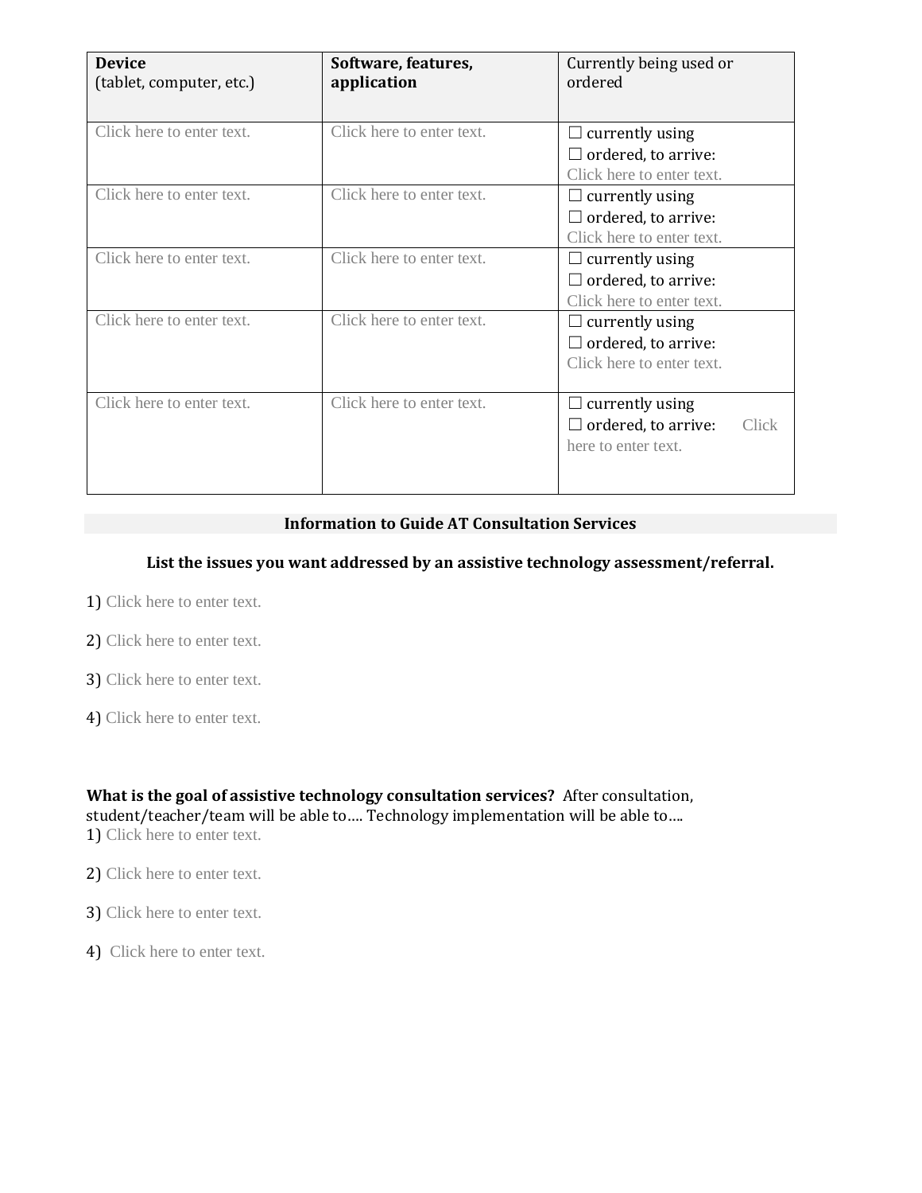| **Device** (tablet, computer, etc.) | **Software, features, application** | Currently being used or ordered |
|---|---|---|
| Click here to enter text. | Click here to enter text. | ☐ currently using<br>☐ ordered, to arrive: Click here to enter text. |
| Click here to enter text. | Click here to enter text. | ☐ currently using<br>☐ ordered, to arrive: Click here to enter text. |
| Click here to enter text. | Click here to enter text. | ☐ currently using<br>☐ ordered, to arrive: Click here to enter text. |
| Click here to enter text. | Click here to enter text. | ☐ currently using<br>☐ ordered, to arrive: Click here to enter text. |
| Click here to enter text. | Click here to enter text. | ☐ currently using<br>☐ ordered, to arrive: Click here to enter text. |

## Information to Guide AT Consultation Services

**List the issues you want addressed by an assistive technology assessment/referral.**

1) Click here to enter text.

2) Click here to enter text.

3) Click here to enter text.

4) Click here to enter text.

**What is the goal of assistive technology consultation services?** After consultation, student/teacher/team will be able to…. Technology implementation will be able to….

1) Click here to enter text.

2) Click here to enter text.

3) Click here to enter text.

4) Click here to enter text.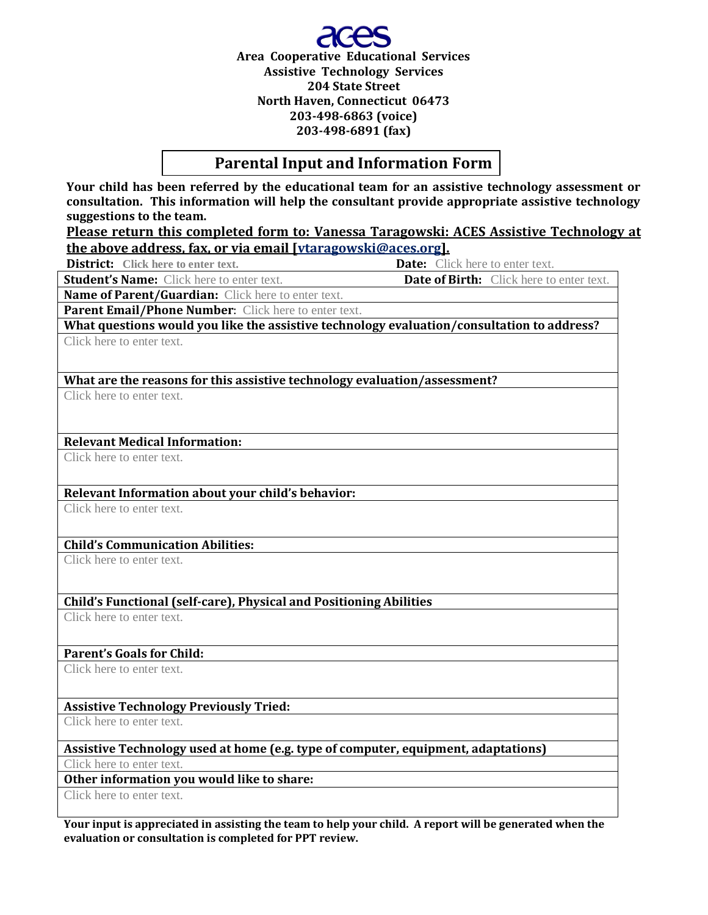aces

**Area Cooperative Educational Services**
**Assistive Technology Services**
**204 State Street**
**North Haven, Connecticut 06473**
**203-498-6863 (voice)**
**203-498-6891 (fax)**

# Parental Input and Information Form

**Your child has been referred by the educational team for an assistive technology assessment or consultation. This information will help the consultant provide appropriate assistive technology suggestions to the team.**

**Please return this completed form to: Vanessa Taragowski: ACES Assistive Technology at the above address, fax, or via email [vtaragowski@aces.org].**

**District:** Click here to enter text. **Date:** Click here to enter text.

**Student's Name:** Click here to enter text. **Date of Birth:** Click here to enter text.

**Name of Parent/Guardian:** Click here to enter text.

**Parent Email/Phone Number**: Click here to enter text.

**What questions would you like the assistive technology evaluation/consultation to address?**

Click here to enter text.

**What are the reasons for this assistive technology evaluation/assessment?**

Click here to enter text.

**Relevant Medical Information:**

Click here to enter text.

**Relevant Information about your child's behavior:**

Click here to enter text.

**Child's Communication Abilities:**

Click here to enter text.

**Child's Functional (self-care), Physical and Positioning Abilities**

Click here to enter text.

**Parent's Goals for Child:**

Click here to enter text.

**Assistive Technology Previously Tried:**

Click here to enter text.

**Assistive Technology used at home (e.g. type of computer, equipment, adaptations)**

Click here to enter text.

**Other information you would like to share:**

Click here to enter text.

**Your input is appreciated in assisting the team to help your child. A report will be generated when the evaluation or consultation is completed for PPT review.**